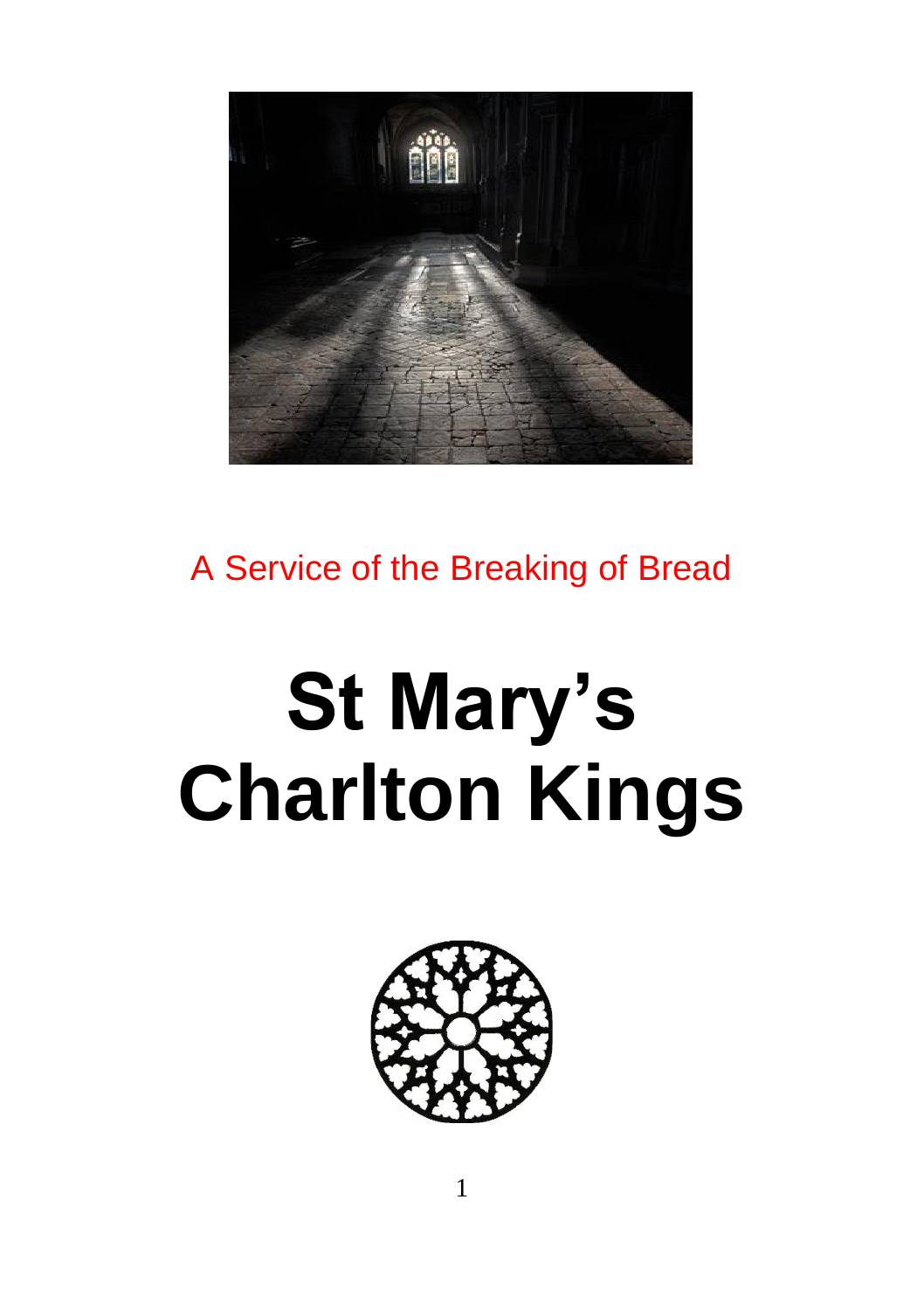A Service of the Breaking of Bread

# St Mary's Charlton Kings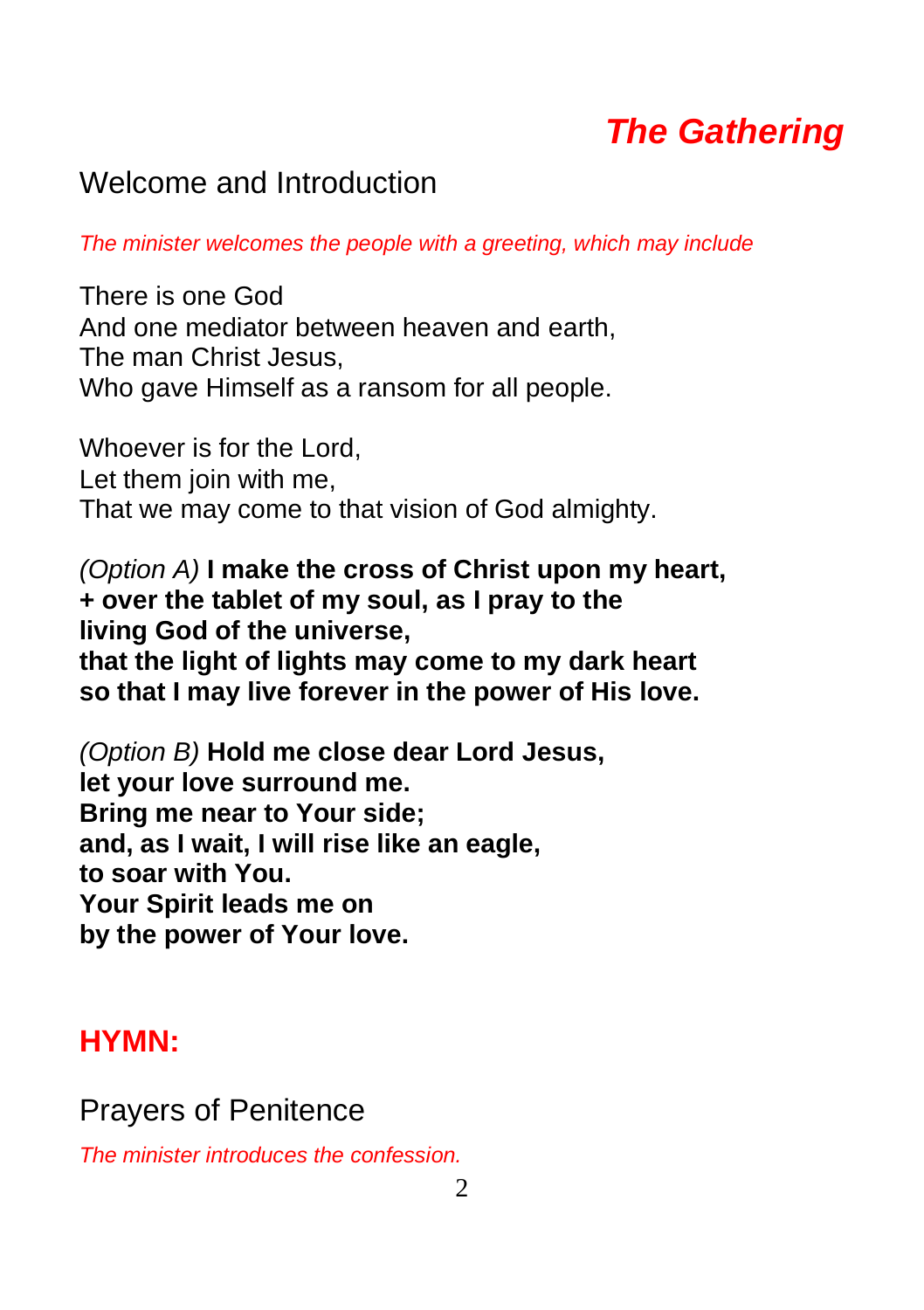# ***The Gathering***

## Welcome and Introduction

*The minister welcomes the people with a greeting, which may include*

There is one God
And one mediator between heaven and earth,
The man Christ Jesus,
Who gave Himself as a ransom for all people.

Whoever is for the Lord,
Let them join with me,
That we may come to that vision of God almighty.

*(Option A)* **I make the cross of Christ upon my heart,**
**+ over the tablet of my soul, as I pray to the**
**living God of the universe,**
**that the light of lights may come to my dark heart**
**so that I may live forever in the power of His love.**

*(Option B)* **Hold me close dear Lord Jesus,**
**let your love surround me.**
**Bring me near to Your side;**
**and, as I wait, I will rise like an eagle,**
**to soar with You.**
**Your Spirit leads me on**
**by the power of Your love.**

## **HYMN:**

## Prayers of Penitence

*The minister introduces the confession.*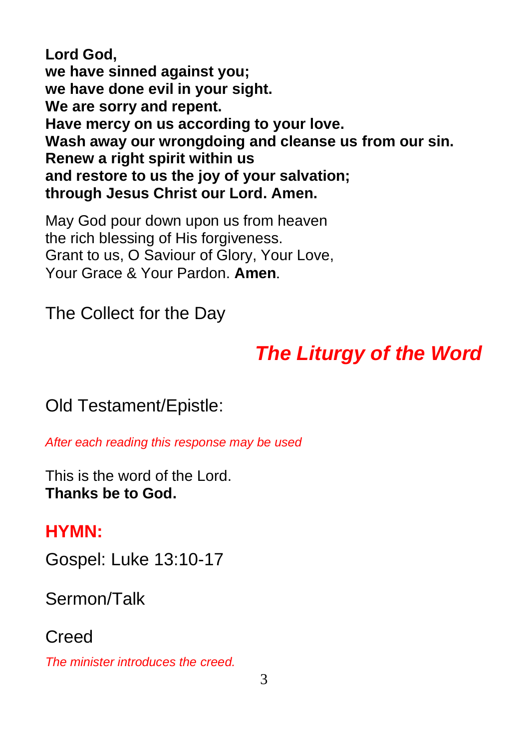**Lord God,**
**we have sinned against you;**
**we have done evil in your sight.**
**We are sorry and repent.**
**Have mercy on us according to your love.**
**Wash away our wrongdoing and cleanse us from our sin.**
**Renew a right spirit within us**
**and restore to us the joy of your salvation;**
**through Jesus Christ our Lord. Amen.**

May God pour down upon us from heaven
the rich blessing of His forgiveness.
Grant to us, O Saviour of Glory, Your Love,
Your Grace & Your Pardon. **Amen**.

The Collect for the Day

## ***The Liturgy of the Word***

Old Testament/Epistle:

*After each reading this response may be used*

This is the word of the Lord.
**Thanks be to God.**

**HYMN:**

Gospel: Luke 13:10-17

Sermon/Talk

Creed

*The minister introduces the creed.*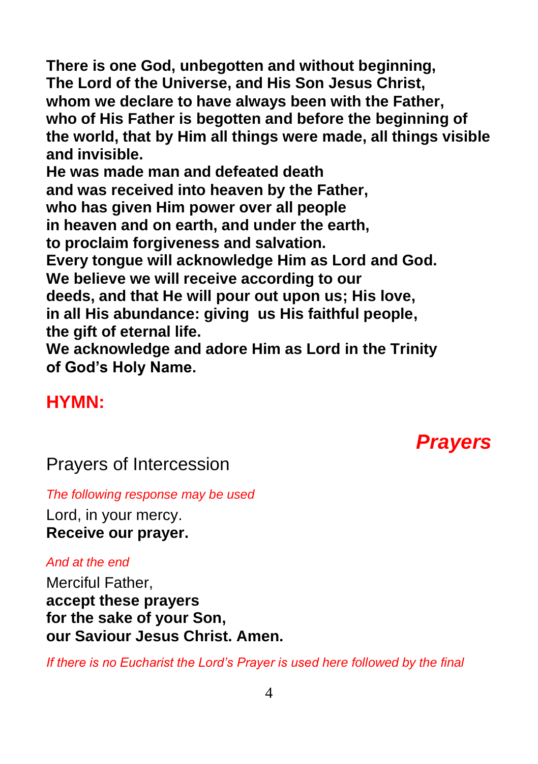**There is one God, unbegotten and without beginning,**
**The Lord of the Universe, and His Son Jesus Christ,**
**whom we declare to have always been with the Father,**
**who of His Father is begotten and before the beginning of the world, that by Him all things were made, all things visible and invisible.**
**He was made man and defeated death**
**and was received into heaven by the Father,**
**who has given Him power over all people**
**in heaven and on earth, and under the earth,**
**to proclaim forgiveness and salvation.**
**Every tongue will acknowledge Him as Lord and God.**
**We believe we will receive according to our**
**deeds, and that He will pour out upon us; His love,**
**in all His abundance: giving us His faithful people,**
**the gift of eternal life.**
**We acknowledge and adore Him as Lord in the Trinity**
**of God's Holy Name.**

## HYMN:

# *Prayers*

## Prayers of Intercession

*The following response may be used*

Lord, in your mercy.
**Receive our prayer.**

*And at the end*

Merciful Father,
**accept these prayers**
**for the sake of your Son,**
**our Saviour Jesus Christ. Amen.**

*If there is no Eucharist the Lord's Prayer is used here followed by the final*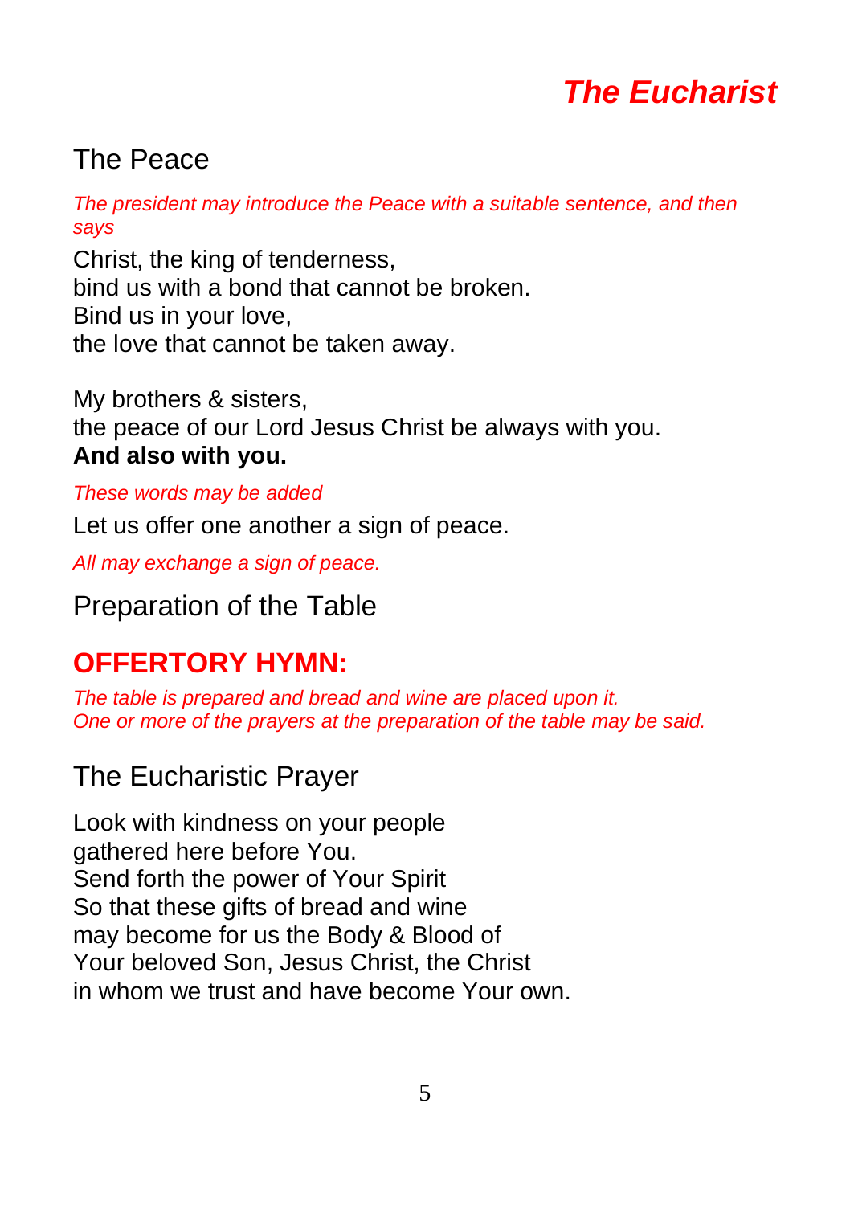# ***The Eucharist***

## The Peace

*The president may introduce the Peace with a suitable sentence, and then says*

Christ, the king of tenderness,
bind us with a bond that cannot be broken.
Bind us in your love,
the love that cannot be taken away.

My brothers & sisters,
the peace of our Lord Jesus Christ be always with you.
**And also with you.**

*These words may be added*

Let us offer one another a sign of peace.

*All may exchange a sign of peace.*

## Preparation of the Table

## **OFFERTORY HYMN:**

*The table is prepared and bread and wine are placed upon it.*
*One or more of the prayers at the preparation of the table may be said.*

## The Eucharistic Prayer

Look with kindness on your people
gathered here before You.
Send forth the power of Your Spirit
So that these gifts of bread and wine
may become for us the Body & Blood of
Your beloved Son, Jesus Christ, the Christ
in whom we trust and have become Your own.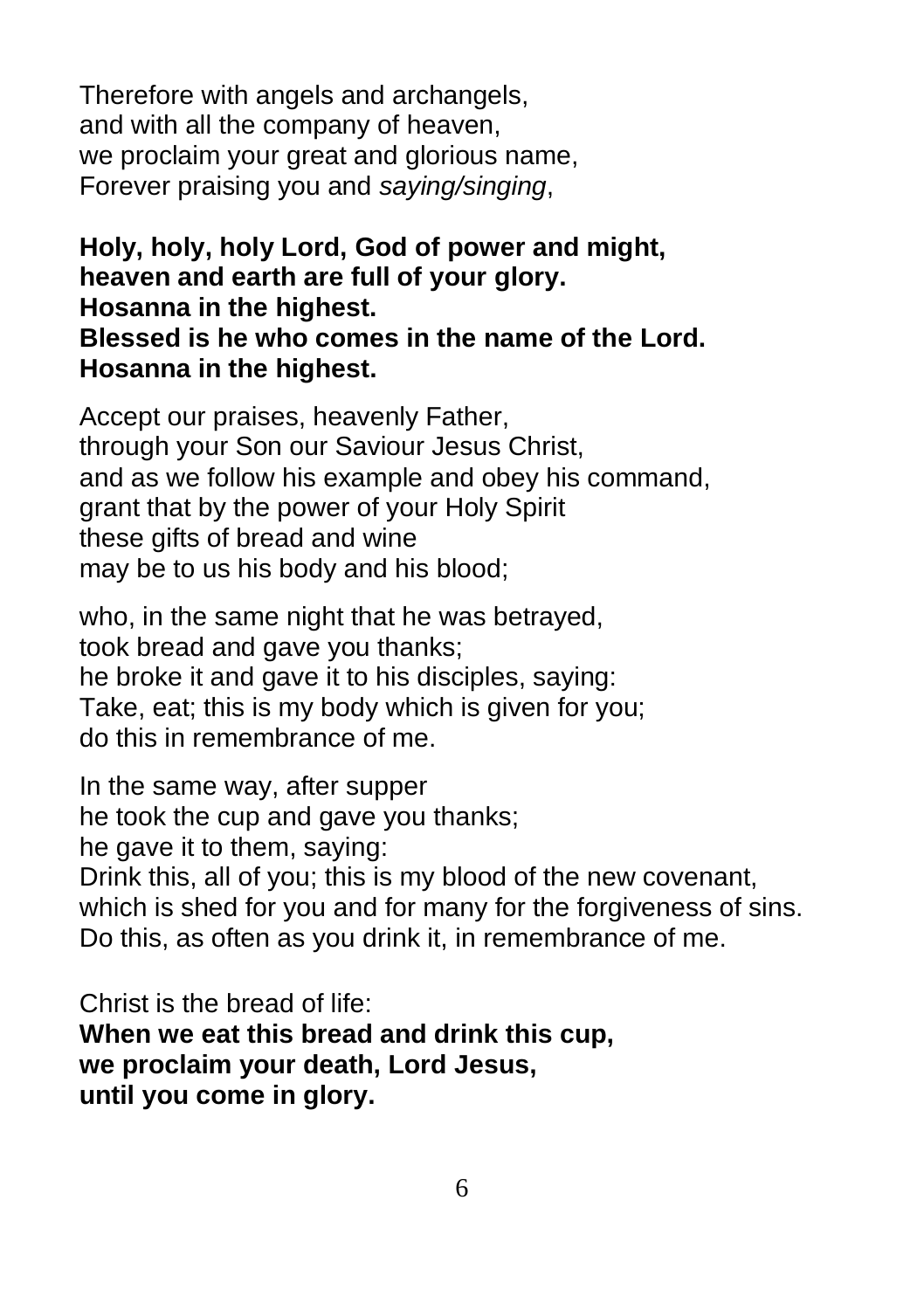Therefore with angels and archangels,
and with all the company of heaven,
we proclaim your great and glorious name,
Forever praising you and *saying/singing*,

**Holy, holy, holy Lord, God of power and might,**
**heaven and earth are full of your glory.**
**Hosanna in the highest.**
**Blessed is he who comes in the name of the Lord.**
**Hosanna in the highest.**

Accept our praises, heavenly Father,
through your Son our Saviour Jesus Christ,
and as we follow his example and obey his command,
grant that by the power of your Holy Spirit
these gifts of bread and wine
may be to us his body and his blood;

who, in the same night that he was betrayed,
took bread and gave you thanks;
he broke it and gave it to his disciples, saying:
Take, eat; this is my body which is given for you;
do this in remembrance of me.

In the same way, after supper
he took the cup and gave you thanks;
he gave it to them, saying:
Drink this, all of you; this is my blood of the new covenant,
which is shed for you and for many for the forgiveness of sins.
Do this, as often as you drink it, in remembrance of me.

Christ is the bread of life:
**When we eat this bread and drink this cup,**
**we proclaim your death, Lord Jesus,**
**until you come in glory.**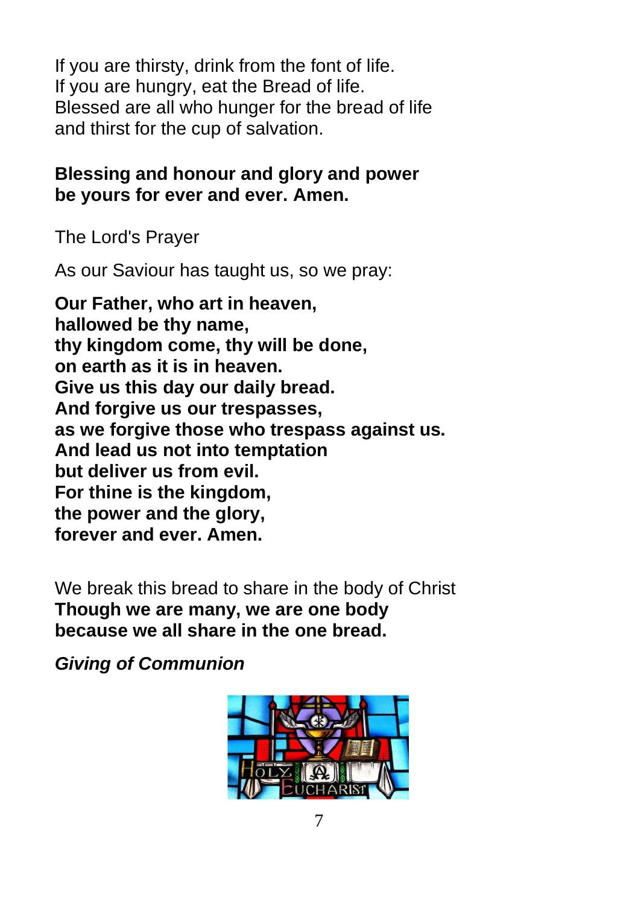If you are thirsty, drink from the font of life.
If you are hungry, eat the Bread of life.
Blessed are all who hunger for the bread of life
and thirst for the cup of salvation.

**Blessing and honour and glory and power**
**be yours for ever and ever. Amen.**

The Lord's Prayer

As our Saviour has taught us, so we pray:

**Our Father, who art in heaven,**
**hallowed be thy name,**
**thy kingdom come, thy will be done,**
**on earth as it is in heaven.**
**Give us this day our daily bread.**
**And forgive us our trespasses,**
**as we forgive those who trespass against us.**
**And lead us not into temptation**
**but deliver us from evil.**
**For thine is the kingdom,**
**the power and the glory,**
**forever and ever. Amen.**

We break this bread to share in the body of Christ
**Though we are many, we are one body**
**because we all share in the one bread.**

***Giving of Communion***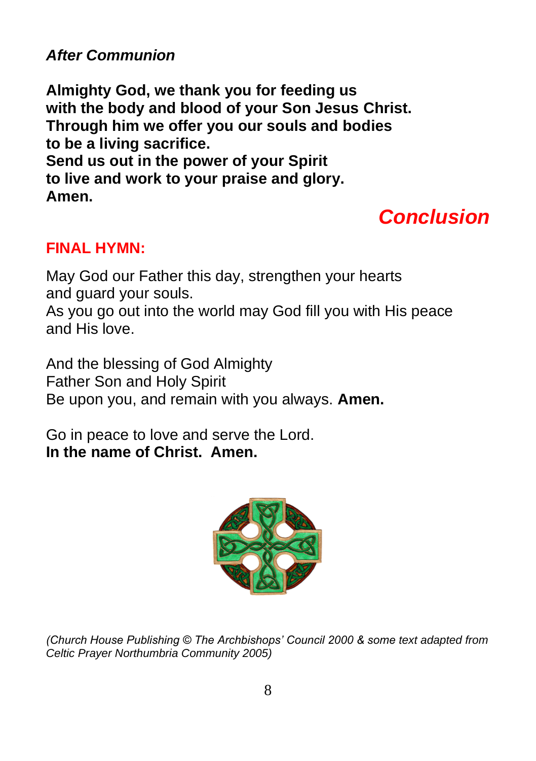***After Communion***

**Almighty God, we thank you for feeding us**
**with the body and blood of your Son Jesus Christ.**
**Through him we offer you our souls and bodies**
**to be a living sacrifice.**
**Send us out in the power of your Spirit**
**to live and work to your praise and glory.**
**Amen.**

## *Conclusion*

**FINAL HYMN:**

May God our Father this day, strengthen your hearts
and guard your souls.
As you go out into the world may God fill you with His peace
and His love.

And the blessing of God Almighty
Father Son and Holy Spirit
Be upon you, and remain with you always. **Amen.**

Go in peace to love and serve the Lord.
**In the name of Christ. Amen.**

*(Church House Publishing © The Archbishops' Council 2000 & some text adapted from Celtic Prayer Northumbria Community 2005)*